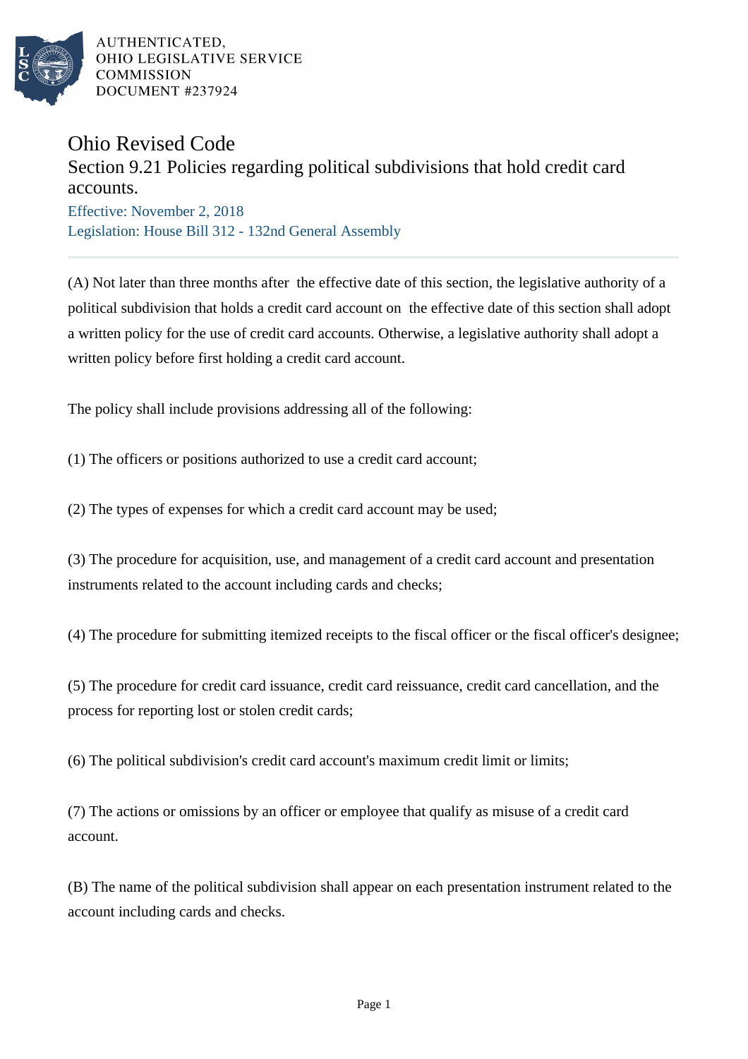AUTHENTICATED,
OHIO LEGISLATIVE SERVICE
COMMISSION
DOCUMENT #237924

# Ohio Revised Code

## Section 9.21 Policies regarding political subdivisions that hold credit card accounts.

Effective: November 2, 2018

Legislation: House Bill 312 - 132nd General Assembly

(A) Not later than three months after the effective date of this section, the legislative authority of a political subdivision that holds a credit card account on the effective date of this section shall adopt a written policy for the use of credit card accounts. Otherwise, a legislative authority shall adopt a written policy before first holding a credit card account.

The policy shall include provisions addressing all of the following:

(1) The officers or positions authorized to use a credit card account;

(2) The types of expenses for which a credit card account may be used;

(3) The procedure for acquisition, use, and management of a credit card account and presentation instruments related to the account including cards and checks;

(4) The procedure for submitting itemized receipts to the fiscal officer or the fiscal officer's designee;

(5) The procedure for credit card issuance, credit card reissuance, credit card cancellation, and the process for reporting lost or stolen credit cards;

(6) The political subdivision's credit card account's maximum credit limit or limits;

(7) The actions or omissions by an officer or employee that qualify as misuse of a credit card account.

(B) The name of the political subdivision shall appear on each presentation instrument related to the account including cards and checks.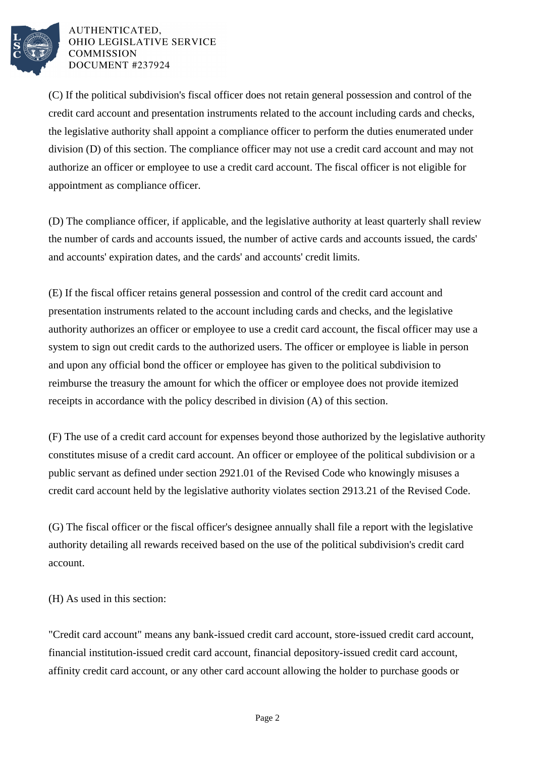(C) If the political subdivision's fiscal officer does not retain general possession and control of the credit card account and presentation instruments related to the account including cards and checks, the legislative authority shall appoint a compliance officer to perform the duties enumerated under division (D) of this section. The compliance officer may not use a credit card account and may not authorize an officer or employee to use a credit card account. The fiscal officer is not eligible for appointment as compliance officer.

(D) The compliance officer, if applicable, and the legislative authority at least quarterly shall review the number of cards and accounts issued, the number of active cards and accounts issued, the cards' and accounts' expiration dates, and the cards' and accounts' credit limits.

(E) If the fiscal officer retains general possession and control of the credit card account and presentation instruments related to the account including cards and checks, and the legislative authority authorizes an officer or employee to use a credit card account, the fiscal officer may use a system to sign out credit cards to the authorized users. The officer or employee is liable in person and upon any official bond the officer or employee has given to the political subdivision to reimburse the treasury the amount for which the officer or employee does not provide itemized receipts in accordance with the policy described in division (A) of this section.

(F) The use of a credit card account for expenses beyond those authorized by the legislative authority constitutes misuse of a credit card account. An officer or employee of the political subdivision or a public servant as defined under section 2921.01 of the Revised Code who knowingly misuses a credit card account held by the legislative authority violates section 2913.21 of the Revised Code.

(G) The fiscal officer or the fiscal officer's designee annually shall file a report with the legislative authority detailing all rewards received based on the use of the political subdivision's credit card account.

(H) As used in this section:

"Credit card account" means any bank-issued credit card account, store-issued credit card account, financial institution-issued credit card account, financial depository-issued credit card account, affinity credit card account, or any other card account allowing the holder to purchase goods or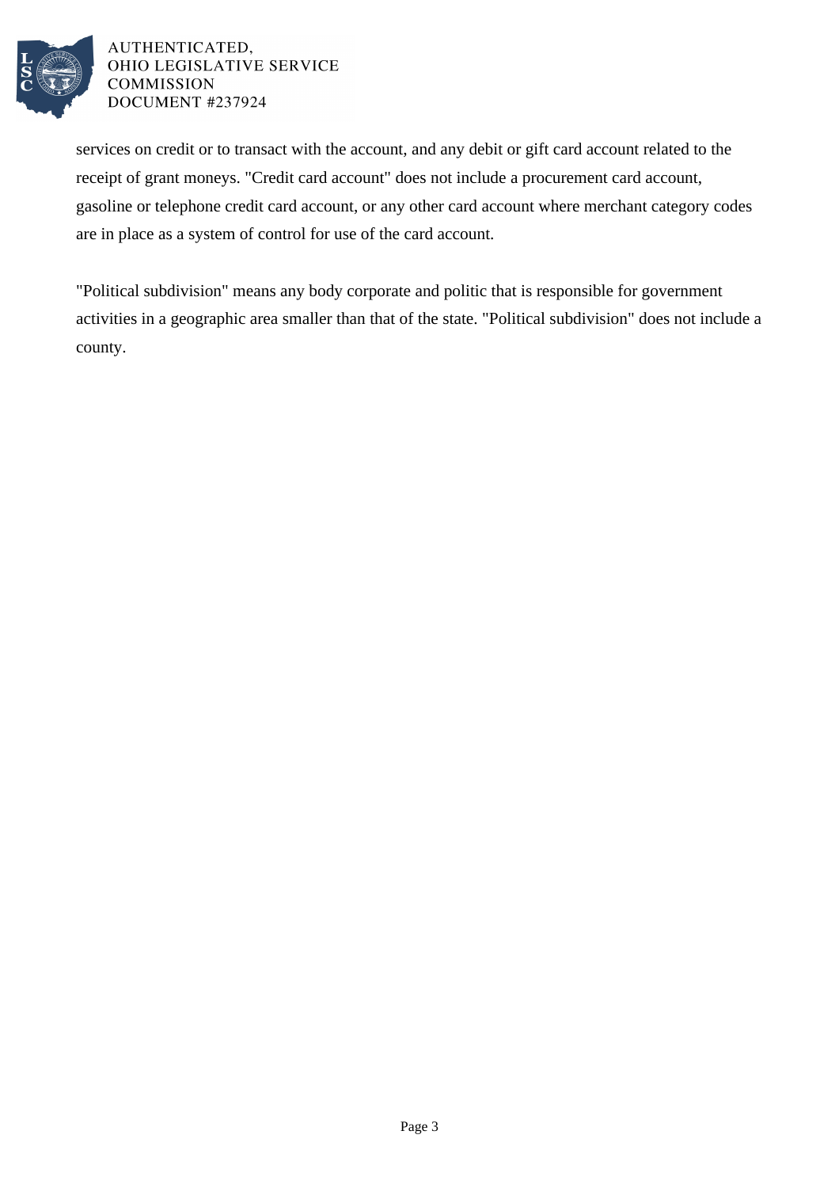services on credit or to transact with the account, and any debit or gift card account related to the receipt of grant moneys. "Credit card account" does not include a procurement card account, gasoline or telephone credit card account, or any other card account where merchant category codes are in place as a system of control for use of the card account.

"Political subdivision" means any body corporate and politic that is responsible for government activities in a geographic area smaller than that of the state. "Political subdivision" does not include a county.